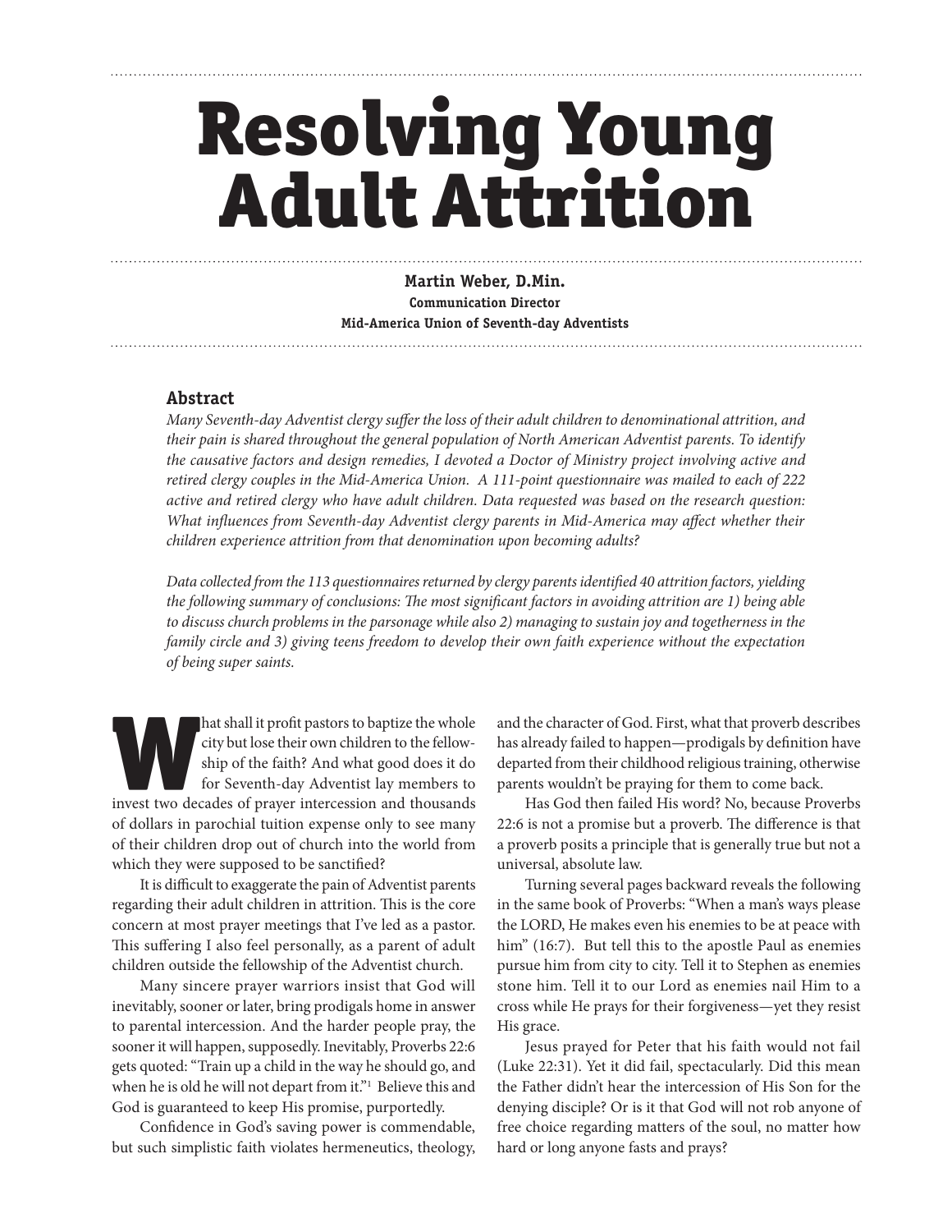# Resolving Young Adult Attrition

**Martin Weber, D.Min.**
**Communication Director**
**Mid-America Union of Seventh-day Adventists**

## Abstract

*Many Seventh-day Adventist clergy suffer the loss of their adult children to denominational attrition, and their pain is shared throughout the general population of North American Adventist parents. To identify the causative factors and design remedies, I devoted a Doctor of Ministry project involving active and retired clergy couples in the Mid-America Union. A 111-point questionnaire was mailed to each of 222 active and retired clergy who have adult children. Data requested was based on the research question: What influences from Seventh-day Adventist clergy parents in Mid-America may affect whether their children experience attrition from that denomination upon becoming adults?*

*Data collected from the 113 questionnaires returned by clergy parents identified 40 attrition factors, yielding the following summary of conclusions: The most significant factors in avoiding attrition are 1) being able to discuss church problems in the parsonage while also 2) managing to sustain joy and togetherness in the family circle and 3) giving teens freedom to develop their own faith experience without the expectation of being super saints.*

What shall it profit pastors to baptize the whole city but lose their own children to the fellowship of the faith? And what good does it do for Seventh-day Adventist lay members to invest two decades of prayer intercession and thousands of dollars in parochial tuition expense only to see many of their children drop out of church into the world from which they were supposed to be sanctified?

It is difficult to exaggerate the pain of Adventist parents regarding their adult children in attrition. This is the core concern at most prayer meetings that I've led as a pastor. This suffering I also feel personally, as a parent of adult children outside the fellowship of the Adventist church.

Many sincere prayer warriors insist that God will inevitably, sooner or later, bring prodigals home in answer to parental intercession. And the harder people pray, the sooner it will happen, supposedly. Inevitably, Proverbs 22:6 gets quoted: "Train up a child in the way he should go, and when he is old he will not depart from it."[1] Believe this and God is guaranteed to keep His promise, purportedly.

Confidence in God's saving power is commendable, but such simplistic faith violates hermeneutics, theology, and the character of God. First, what that proverb describes has already failed to happen—prodigals by definition have departed from their childhood religious training, otherwise parents wouldn't be praying for them to come back.

Has God then failed His word? No, because Proverbs 22:6 is not a promise but a proverb. The difference is that a proverb posits a principle that is generally true but not a universal, absolute law.

Turning several pages backward reveals the following in the same book of Proverbs: "When a man's ways please the LORD, He makes even his enemies to be at peace with him" (16:7). But tell this to the apostle Paul as enemies pursue him from city to city. Tell it to Stephen as enemies stone him. Tell it to our Lord as enemies nail Him to a cross while He prays for their forgiveness—yet they resist His grace.

Jesus prayed for Peter that his faith would not fail (Luke 22:31). Yet it did fail, spectacularly. Did this mean the Father didn't hear the intercession of His Son for the denying disciple? Or is it that God will not rob anyone of free choice regarding matters of the soul, no matter how hard or long anyone fasts and prays?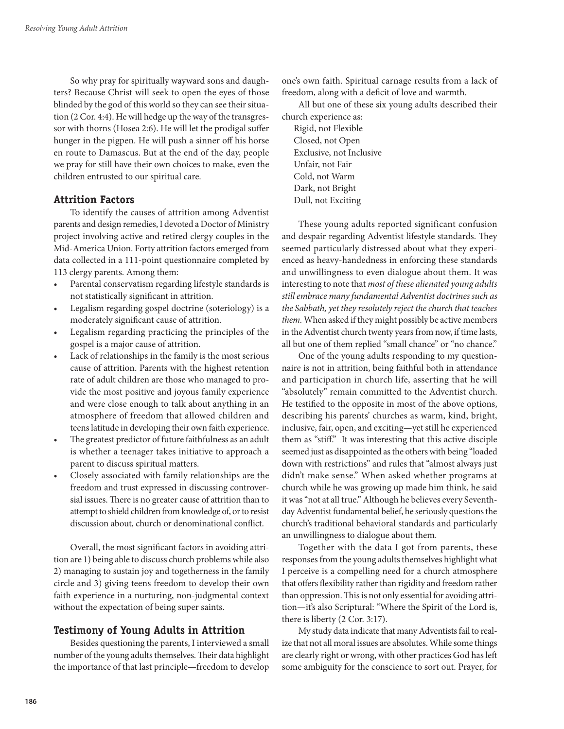So why pray for spiritually wayward sons and daughters? Because Christ will seek to open the eyes of those blinded by the god of this world so they can see their situation (2 Cor. 4:4). He will hedge up the way of the transgressor with thorns (Hosea 2:6). He will let the prodigal suffer hunger in the pigpen. He will push a sinner off his horse en route to Damascus. But at the end of the day, people we pray for still have their own choices to make, even the children entrusted to our spiritual care.

## Attrition Factors

To identify the causes of attrition among Adventist parents and design remedies, I devoted a Doctor of Ministry project involving active and retired clergy couples in the Mid-America Union. Forty attrition factors emerged from data collected in a 111-point questionnaire completed by 113 clergy parents. Among them:

- Parental conservatism regarding lifestyle standards is not statistically significant in attrition.
- Legalism regarding gospel doctrine (soteriology) is a moderately significant cause of attrition.
- Legalism regarding practicing the principles of the gospel is a major cause of attrition.
- Lack of relationships in the family is the most serious cause of attrition. Parents with the highest retention rate of adult children are those who managed to provide the most positive and joyous family experience and were close enough to talk about anything in an atmosphere of freedom that allowed children and teens latitude in developing their own faith experience.
- The greatest predictor of future faithfulness as an adult is whether a teenager takes initiative to approach a parent to discuss spiritual matters.
- Closely associated with family relationships are the freedom and trust expressed in discussing controversial issues. There is no greater cause of attrition than to attempt to shield children from knowledge of, or to resist discussion about, church or denominational conflict.

Overall, the most significant factors in avoiding attrition are 1) being able to discuss church problems while also 2) managing to sustain joy and togetherness in the family circle and 3) giving teens freedom to develop their own faith experience in a nurturing, non-judgmental context without the expectation of being super saints.

## Testimony of Young Adults in Attrition

Besides questioning the parents, I interviewed a small number of the young adults themselves. Their data highlight the importance of that last principle—freedom to develop one's own faith. Spiritual carnage results from a lack of freedom, along with a deficit of love and warmth.

All but one of these six young adults described their church experience as:

Rigid, not Flexible
Closed, not Open
Exclusive, not Inclusive
Unfair, not Fair
Cold, not Warm
Dark, not Bright
Dull, not Exciting

These young adults reported significant confusion and despair regarding Adventist lifestyle standards. They seemed particularly distressed about what they experienced as heavy-handedness in enforcing these standards and unwillingness to even dialogue about them. It was interesting to note that *most of these alienated young adults still embrace many fundamental Adventist doctrines such as the Sabbath, yet they resolutely reject the church that teaches them.* When asked if they might possibly be active members in the Adventist church twenty years from now, if time lasts, all but one of them replied "small chance" or "no chance."

One of the young adults responding to my questionnaire is not in attrition, being faithful both in attendance and participation in church life, asserting that he will "absolutely" remain committed to the Adventist church. He testified to the opposite in most of the above options, describing his parents' churches as warm, kind, bright, inclusive, fair, open, and exciting—yet still he experienced them as "stiff." It was interesting that this active disciple seemed just as disappointed as the others with being "loaded down with restrictions" and rules that "almost always just didn't make sense." When asked whether programs at church while he was growing up made him think, he said it was "not at all true." Although he believes every Seventh-day Adventist fundamental belief, he seriously questions the church's traditional behavioral standards and particularly an unwillingness to dialogue about them.

Together with the data I got from parents, these responses from the young adults themselves highlight what I perceive is a compelling need for a church atmosphere that offers flexibility rather than rigidity and freedom rather than oppression. This is not only essential for avoiding attrition—it's also Scriptural: "Where the Spirit of the Lord is, there is liberty (2 Cor. 3:17).

My study data indicate that many Adventists fail to realize that not all moral issues are absolutes. While some things are clearly right or wrong, with other practices God has left some ambiguity for the conscience to sort out. Prayer, for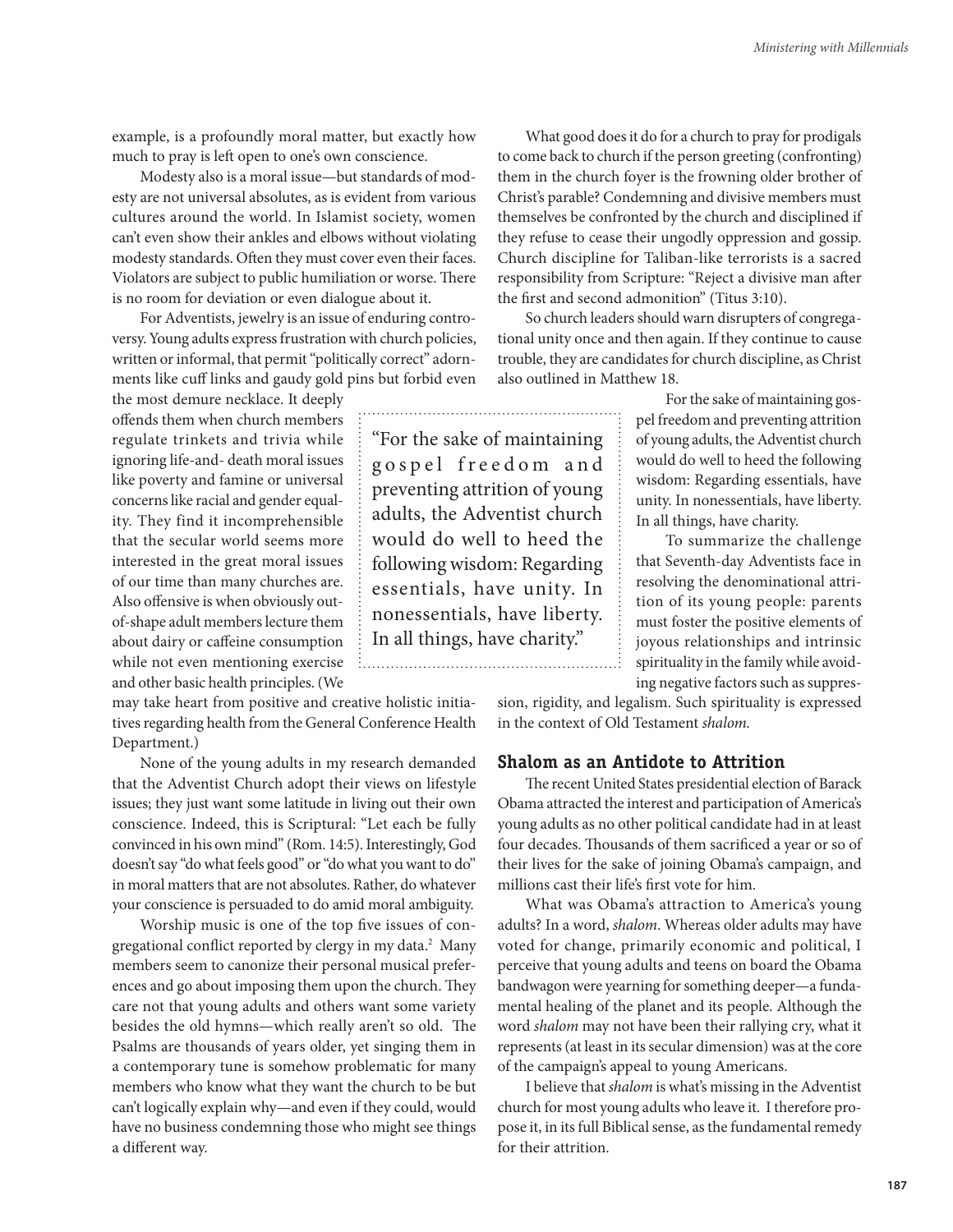example, is a profoundly moral matter, but exactly how much to pray is left open to one's own conscience.

Modesty also is a moral issue—but standards of modesty are not universal absolutes, as is evident from various cultures around the world. In Islamist society, women can't even show their ankles and elbows without violating modesty standards. Often they must cover even their faces. Violators are subject to public humiliation or worse. There is no room for deviation or even dialogue about it.

For Adventists, jewelry is an issue of enduring controversy. Young adults express frustration with church policies, written or informal, that permit "politically correct" adornments like cuff links and gaudy gold pins but forbid even the most demure necklace. It deeply offends them when church members regulate trinkets and trivia while ignoring life-and- death moral issues like poverty and famine or universal concerns like racial and gender equality. They find it incomprehensible that the secular world seems more interested in the great moral issues of our time than many churches are. Also offensive is when obviously out-of-shape adult members lecture them about dairy or caffeine consumption while not even mentioning exercise and other basic health principles. (We may take heart from positive and creative holistic initiatives regarding health from the General Conference Health Department.)

None of the young adults in my research demanded that the Adventist Church adopt their views on lifestyle issues; they just want some latitude in living out their own conscience. Indeed, this is Scriptural: "Let each be fully convinced in his own mind" (Rom. 14:5). Interestingly, God doesn't say "do what feels good" or "do what you want to do" in moral matters that are not absolutes. Rather, do whatever your conscience is persuaded to do amid moral ambiguity.

Worship music is one of the top five issues of congregational conflict reported by clergy in my data.[2] Many members seem to canonize their personal musical preferences and go about imposing them upon the church. They care not that young adults and others want some variety besides the old hymns—which really aren't so old. The Psalms are thousands of years older, yet singing them in a contemporary tune is somehow problematic for many members who know what they want the church to be but can't logically explain why—and even if they could, would have no business condemning those who might see things a different way.

What good does it do for a church to pray for prodigals to come back to church if the person greeting (confronting) them in the church foyer is the frowning older brother of Christ's parable? Condemning and divisive members must themselves be confronted by the church and disciplined if they refuse to cease their ungodly oppression and gossip. Church discipline for Taliban-like terrorists is a sacred responsibility from Scripture: "Reject a divisive man after the first and second admonition" (Titus 3:10).

So church leaders should warn disrupters of congregational unity once and then again. If they continue to cause trouble, they are candidates for church discipline, as Christ also outlined in Matthew 18.

> "For the sake of maintaining gospel freedom and preventing attrition of young adults, the Adventist church would do well to heed the following wisdom: Regarding essentials, have unity. In nonessentials, have liberty. In all things, have charity."

For the sake of maintaining gospel freedom and preventing attrition of young adults, the Adventist church would do well to heed the following wisdom: Regarding essentials, have unity. In nonessentials, have liberty. In all things, have charity.

To summarize the challenge that Seventh-day Adventists face in resolving the denominational attrition of its young people: parents must foster the positive elements of joyous relationships and intrinsic spirituality in the family while avoiding negative factors such as suppression, rigidity, and legalism. Such spirituality is expressed in the context of Old Testament *shalom*.

## Shalom as an Antidote to Attrition

The recent United States presidential election of Barack Obama attracted the interest and participation of America's young adults as no other political candidate had in at least four decades. Thousands of them sacrificed a year or so of their lives for the sake of joining Obama's campaign, and millions cast their life's first vote for him.

What was Obama's attraction to America's young adults? In a word, *shalom*. Whereas older adults may have voted for change, primarily economic and political, I perceive that young adults and teens on board the Obama bandwagon were yearning for something deeper—a fundamental healing of the planet and its people. Although the word *shalom* may not have been their rallying cry, what it represents (at least in its secular dimension) was at the core of the campaign's appeal to young Americans.

I believe that *shalom* is what's missing in the Adventist church for most young adults who leave it. I therefore propose it, in its full Biblical sense, as the fundamental remedy for their attrition.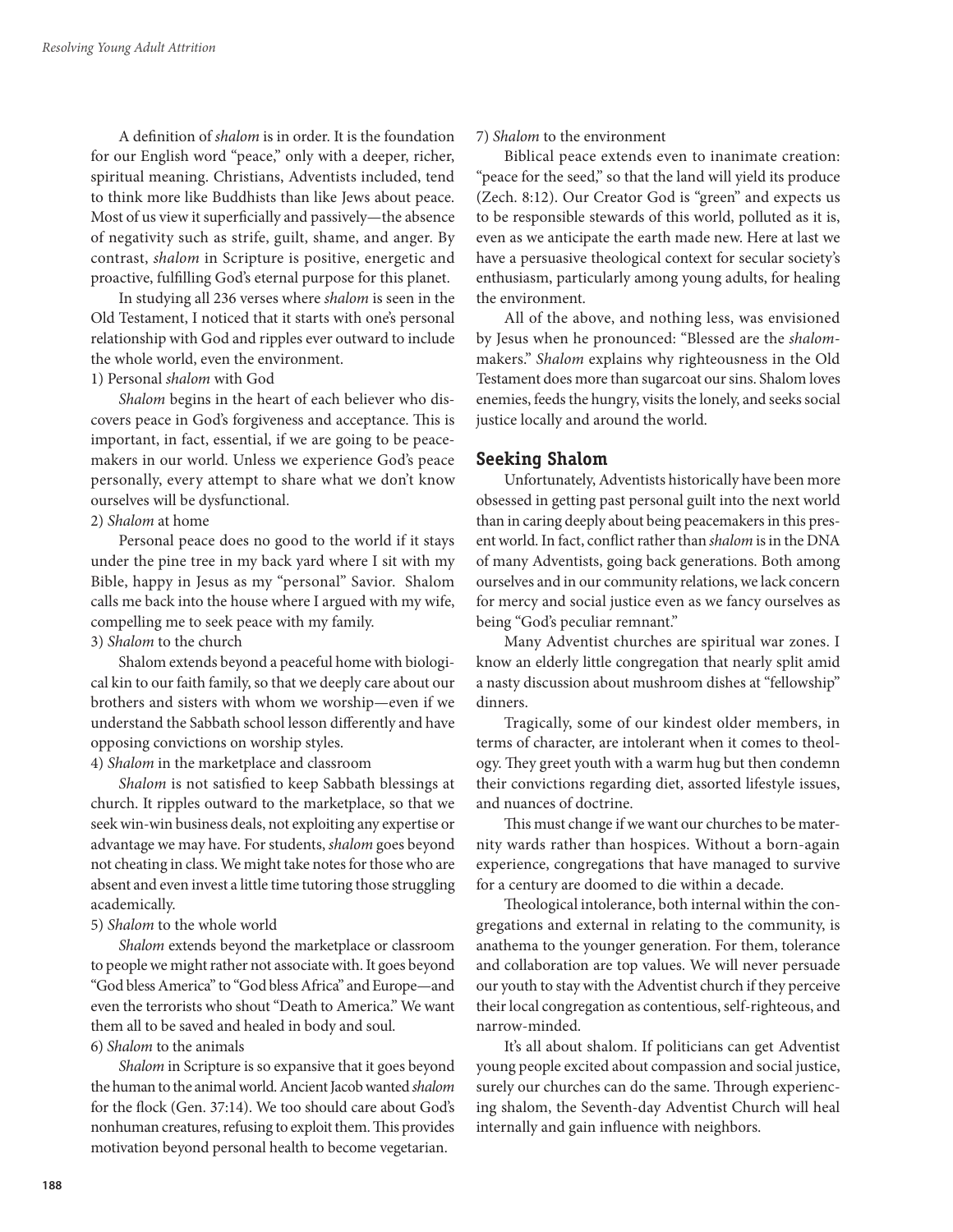A definition of *shalom* is in order. It is the foundation for our English word "peace," only with a deeper, richer, spiritual meaning. Christians, Adventists included, tend to think more like Buddhists than like Jews about peace. Most of us view it superficially and passively—the absence of negativity such as strife, guilt, shame, and anger. By contrast, *shalom* in Scripture is positive, energetic and proactive, fulfilling God's eternal purpose for this planet.

In studying all 236 verses where *shalom* is seen in the Old Testament, I noticed that it starts with one's personal relationship with God and ripples ever outward to include the whole world, even the environment.

1) Personal *shalom* with God

*Shalom* begins in the heart of each believer who discovers peace in God's forgiveness and acceptance. This is important, in fact, essential, if we are going to be peacemakers in our world. Unless we experience God's peace personally, every attempt to share what we don't know ourselves will be dysfunctional.

2) *Shalom* at home

Personal peace does no good to the world if it stays under the pine tree in my back yard where I sit with my Bible, happy in Jesus as my "personal" Savior. Shalom calls me back into the house where I argued with my wife, compelling me to seek peace with my family.

3) *Shalom* to the church

Shalom extends beyond a peaceful home with biological kin to our faith family, so that we deeply care about our brothers and sisters with whom we worship—even if we understand the Sabbath school lesson differently and have opposing convictions on worship styles.

4) *Shalom* in the marketplace and classroom

*Shalom* is not satisfied to keep Sabbath blessings at church. It ripples outward to the marketplace, so that we seek win-win business deals, not exploiting any expertise or advantage we may have. For students, *shalom* goes beyond not cheating in class. We might take notes for those who are absent and even invest a little time tutoring those struggling academically.

5) *Shalom* to the whole world

*Shalom* extends beyond the marketplace or classroom to people we might rather not associate with. It goes beyond "God bless America" to "God bless Africa" and Europe—and even the terrorists who shout "Death to America." We want them all to be saved and healed in body and soul.

6) *Shalom* to the animals

*Shalom* in Scripture is so expansive that it goes beyond the human to the animal world. Ancient Jacob wanted *shalom* for the flock (Gen. 37:14). We too should care about God's nonhuman creatures, refusing to exploit them. This provides motivation beyond personal health to become vegetarian.

7) *Shalom* to the environment

Biblical peace extends even to inanimate creation: "peace for the seed," so that the land will yield its produce (Zech. 8:12). Our Creator God is "green" and expects us to be responsible stewards of this world, polluted as it is, even as we anticipate the earth made new. Here at last we have a persuasive theological context for secular society's enthusiasm, particularly among young adults, for healing the environment.

All of the above, and nothing less, was envisioned by Jesus when he pronounced: "Blessed are the *shalom*-makers." *Shalom* explains why righteousness in the Old Testament does more than sugarcoat our sins. Shalom loves enemies, feeds the hungry, visits the lonely, and seeks social justice locally and around the world.

## Seeking Shalom

Unfortunately, Adventists historically have been more obsessed in getting past personal guilt into the next world than in caring deeply about being peacemakers in this present world. In fact, conflict rather than *shalom* is in the DNA of many Adventists, going back generations. Both among ourselves and in our community relations, we lack concern for mercy and social justice even as we fancy ourselves as being "God's peculiar remnant."

Many Adventist churches are spiritual war zones. I know an elderly little congregation that nearly split amid a nasty discussion about mushroom dishes at "fellowship" dinners.

Tragically, some of our kindest older members, in terms of character, are intolerant when it comes to theology. They greet youth with a warm hug but then condemn their convictions regarding diet, assorted lifestyle issues, and nuances of doctrine.

This must change if we want our churches to be maternity wards rather than hospices. Without a born-again experience, congregations that have managed to survive for a century are doomed to die within a decade.

Theological intolerance, both internal within the congregations and external in relating to the community, is anathema to the younger generation. For them, tolerance and collaboration are top values. We will never persuade our youth to stay with the Adventist church if they perceive their local congregation as contentious, self-righteous, and narrow-minded.

It's all about shalom. If politicians can get Adventist young people excited about compassion and social justice, surely our churches can do the same. Through experiencing shalom, the Seventh-day Adventist Church will heal internally and gain influence with neighbors.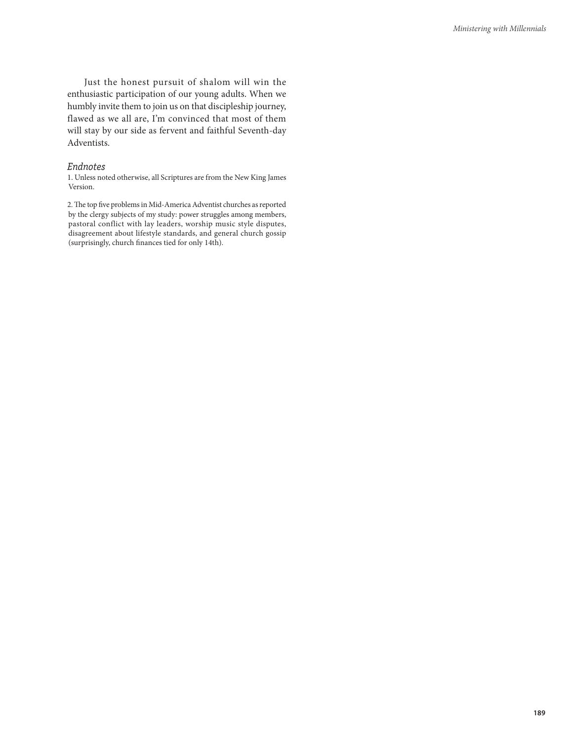Just the honest pursuit of shalom will win the enthusiastic participation of our young adults. When we humbly invite them to join us on that discipleship journey, flawed as we all are, I'm convinced that most of them will stay by our side as fervent and faithful Seventh-day Adventists.

### *Endnotes*

1. Unless noted otherwise, all Scriptures are from the New King James Version.

2. The top five problems in Mid-America Adventist churches as reported by the clergy subjects of my study: power struggles among members, pastoral conflict with lay leaders, worship music style disputes, disagreement about lifestyle standards, and general church gossip (surprisingly, church finances tied for only 14th).